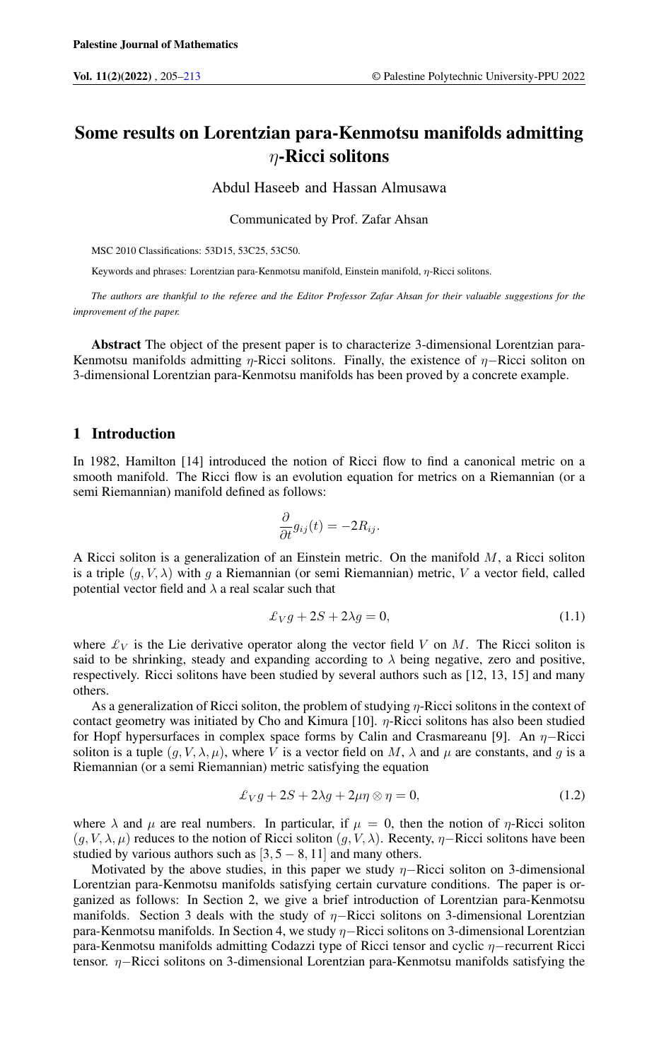# Some results on Lorentzian para-Kenmotsu manifolds admitting $\eta$-Ricci solitons

Abdul Haseeb and Hassan Almusawa

Communicated by Prof. Zafar Ahsan

MSC 2010 Classifications: 53D15, 53C25, 53C50.

Keywords and phrases: Lorentzian para-Kenmotsu manifold, Einstein manifold, $\eta$-Ricci solitons.

*The authors are thankful to the referee and the Editor Professor Zafar Ahsan for their valuable suggestions for the improvement of the paper.*

**Abstract** The object of the present paper is to characterize 3-dimensional Lorentzian para-Kenmotsu manifolds admitting $\eta$-Ricci solitons. Finally, the existence of $\eta-$Ricci soliton on 3-dimensional Lorentzian para-Kenmotsu manifolds has been proved by a concrete example.

## 1 Introduction

In 1982, Hamilton [14] introduced the notion of Ricci flow to find a canonical metric on a smooth manifold. The Ricci flow is an evolution equation for metrics on a Riemannian (or a semi Riemannian) manifold defined as follows:

$$\frac{\partial}{\partial t}g_{ij}(t) = -2R_{ij}.$$

A Ricci soliton is a generalization of an Einstein metric. On the manifold $M$, a Ricci soliton is a triple $(g, V, \lambda)$ with $g$ a Riemannian (or semi Riemannian) metric, $V$ a vector field, called potential vector field and $\lambda$ a real scalar such that

$$\pounds_V g + 2S + 2\lambda g = 0, \tag{1.1}$$

where $\pounds_V$ is the Lie derivative operator along the vector field $V$ on $M$. The Ricci soliton is said to be shrinking, steady and expanding according to $\lambda$ being negative, zero and positive, respectively. Ricci solitons have been studied by several authors such as [12, 13, 15] and many others.

As a generalization of Ricci soliton, the problem of studying $\eta$-Ricci solitons in the context of contact geometry was initiated by Cho and Kimura [10]. $\eta$-Ricci solitons has also been studied for Hopf hypersurfaces in complex space forms by Calin and Crasmareanu [9]. An $\eta-$Ricci soliton is a tuple $(g, V, \lambda, \mu)$, where $V$ is a vector field on $M$, $\lambda$ and $\mu$ are constants, and $g$ is a Riemannian (or a semi Riemannian) metric satisfying the equation

$$\pounds_V g + 2S + 2\lambda g + 2\mu\eta \otimes \eta = 0, \tag{1.2}$$

where $\lambda$ and $\mu$ are real numbers. In particular, if $\mu = 0$, then the notion of $\eta$-Ricci soliton $(g, V, \lambda, \mu)$ reduces to the notion of Ricci soliton $(g, V, \lambda)$. Recenty, $\eta-$Ricci solitons have been studied by various authors such as $[3, 5-8, 11]$ and many others.

Motivated by the above studies, in this paper we study $\eta-$Ricci soliton on 3-dimensional Lorentzian para-Kenmotsu manifolds satisfying certain curvature conditions. The paper is organized as follows: In Section 2, we give a brief introduction of Lorentzian para-Kenmotsu manifolds. Section 3 deals with the study of $\eta-$Ricci solitons on 3-dimensional Lorentzian para-Kenmotsu manifolds. In Section 4, we study $\eta-$Ricci solitons on 3-dimensional Lorentzian para-Kenmotsu manifolds admitting Codazzi type of Ricci tensor and cyclic $\eta-$recurrent Ricci tensor. $\eta-$Ricci solitons on 3-dimensional Lorentzian para-Kenmotsu manifolds satisfying the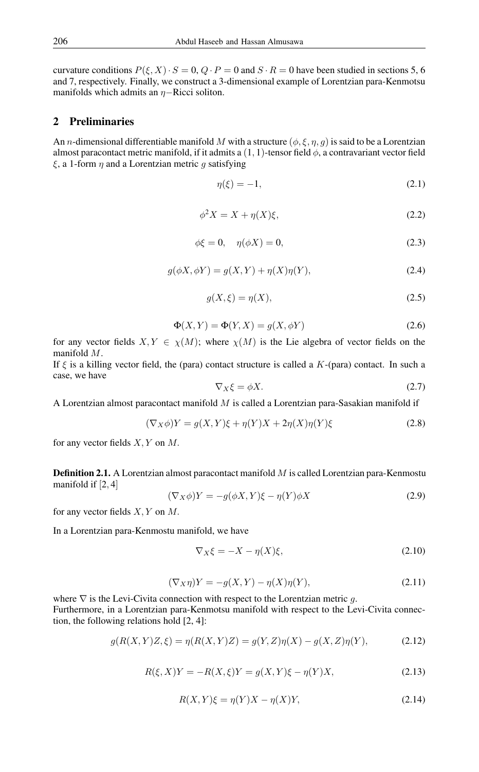curvature conditions $P(\xi, X) \cdot S = 0$, $Q \cdot P = 0$ and $S \cdot R = 0$ have been studied in sections 5, 6 and 7, respectively. Finally, we construct a 3-dimensional example of Lorentzian para-Kenmotsu manifolds which admits an $\eta-$Ricci soliton.

## 2 Preliminaries

An $n$-dimensional differentiable manifold $M$ with a structure $(\phi, \xi, \eta, g)$ is said to be a Lorentzian almost paracontact metric manifold, if it admits a $(1,1)$-tensor field $\phi$, a contravariant vector field $\xi$, a 1-form $\eta$ and a Lorentzian metric $g$ satisfying

$$\eta(\xi) = -1, \tag{2.1}$$

$$\phi^2 X = X + \eta(X)\xi, \tag{2.2}$$

$$\phi\xi = 0, \quad \eta(\phi X) = 0, \tag{2.3}$$

$$g(\phi X, \phi Y) = g(X, Y) + \eta(X)\eta(Y), \tag{2.4}$$

$$g(X, \xi) = \eta(X), \tag{2.5}$$

$$\Phi(X, Y) = \Phi(Y, X) = g(X, \phi Y) \tag{2.6}$$

for any vector fields $X, Y \in \chi(M)$; where $\chi(M)$ is the Lie algebra of vector fields on the manifold $M$.

If $\xi$ is a killing vector field, the (para) contact structure is called a $K$-(para) contact. In such a case, we have

$$\nabla_X \xi = \phi X. \tag{2.7}$$

A Lorentzian almost paracontact manifold $M$ is called a Lorentzian para-Sasakian manifold if

$$(\nabla_X \phi)Y = g(X, Y)\xi + \eta(Y)X + 2\eta(X)\eta(Y)\xi \tag{2.8}$$

for any vector fields $X, Y$ on $M$.

**Definition 2.1.** A Lorentzian almost paracontact manifold $M$ is called Lorentzian para-Kenmostu manifold if [2, 4]

$$(\nabla_X \phi)Y = -g(\phi X, Y)\xi - \eta(Y)\phi X \tag{2.9}$$

for any vector fields $X, Y$ on $M$.

In a Lorentzian para-Kenmostu manifold, we have

$$\nabla_X \xi = -X - \eta(X)\xi, \tag{2.10}$$

$$(\nabla_X \eta)Y = -g(X, Y) - \eta(X)\eta(Y), \tag{2.11}$$

where $\nabla$ is the Levi-Civita connection with respect to the Lorentzian metric $g$.

Furthermore, in a Lorentzian para-Kenmotsu manifold with respect to the Levi-Civita connection, the following relations hold [2, 4]:

$$g(R(X, Y)Z, \xi) = \eta(R(X, Y)Z) = g(Y, Z)\eta(X) - g(X, Z)\eta(Y), \tag{2.12}$$

$$R(\xi, X)Y = -R(X, \xi)Y = g(X, Y)\xi - \eta(Y)X, \tag{2.13}$$

$$R(X, Y)\xi = \eta(Y)X - \eta(X)Y, \tag{2.14}$$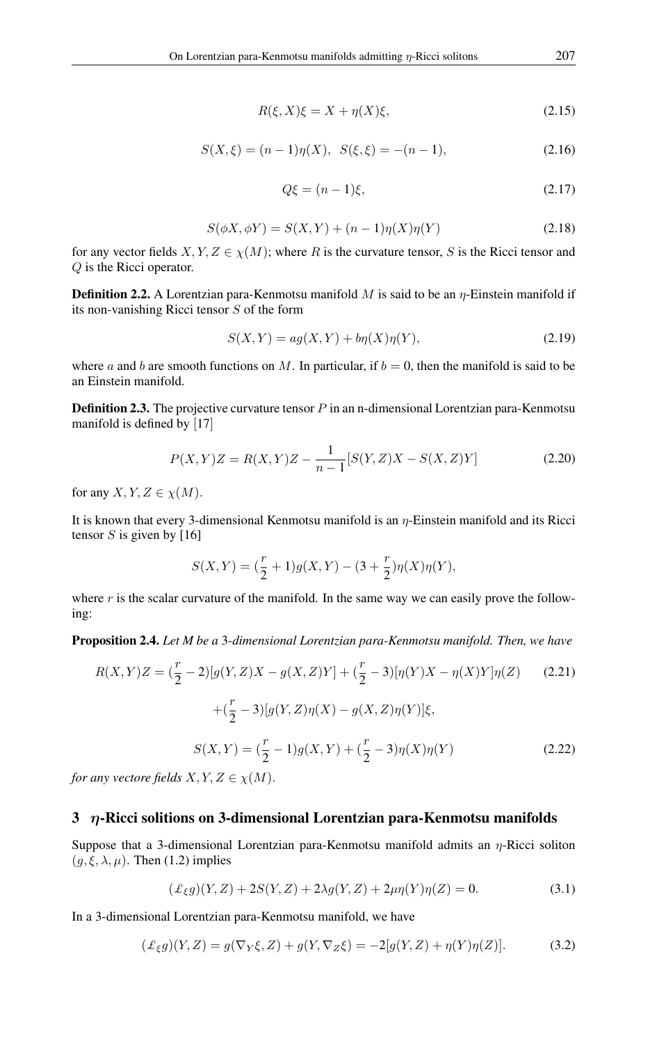$$R(\xi, X)\xi = X + \eta(X)\xi, \tag{2.15}$$

$$S(X, \xi) = (n-1)\eta(X), \;\; S(\xi, \xi) = -(n-1), \tag{2.16}$$

$$Q\xi = (n-1)\xi, \tag{2.17}$$

$$S(\phi X, \phi Y) = S(X, Y) + (n-1)\eta(X)\eta(Y) \tag{2.18}$$

for any vector fields $X, Y, Z \in \chi(M)$; where $R$ is the curvature tensor, $S$ is the Ricci tensor and $Q$ is the Ricci operator.

**Definition 2.2.** A Lorentzian para-Kenmotsu manifold $M$ is said to be an $\eta$-Einstein manifold if its non-vanishing Ricci tensor $S$ of the form

$$S(X, Y) = ag(X, Y) + b\eta(X)\eta(Y), \tag{2.19}$$

where $a$ and $b$ are smooth functions on $M$. In particular, if $b = 0$, then the manifold is said to be an Einstein manifold.

**Definition 2.3.** The projective curvature tensor $P$ in an n-dimensional Lorentzian para-Kenmotsu manifold is defined by [17]

$$P(X, Y)Z = R(X, Y)Z - \frac{1}{n-1}[S(Y, Z)X - S(X, Z)Y] \tag{2.20}$$

for any $X, Y, Z \in \chi(M)$.

It is known that every 3-dimensional Kenmotsu manifold is an $\eta$-Einstein manifold and its Ricci tensor $S$ is given by [16]

$$S(X, Y) = (\frac{r}{2} + 1)g(X, Y) - (3 + \frac{r}{2})\eta(X)\eta(Y),$$

where $r$ is the scalar curvature of the manifold. In the same way we can easily prove the following:

**Proposition 2.4.** *Let M be a 3-dimensional Lorentzian para-Kenmotsu manifold. Then, we have*

$$R(X, Y)Z = (\frac{r}{2} - 2)[g(Y, Z)X - g(X, Z)Y] + (\frac{r}{2} - 3)[\eta(Y)X - \eta(X)Y]\eta(Z) \tag{2.21}$$

$$+(\frac{r}{2} - 3)[g(Y, Z)\eta(X) - g(X, Z)\eta(Y)]\xi,$$

$$S(X, Y) = (\frac{r}{2} - 1)g(X, Y) + (\frac{r}{2} - 3)\eta(X)\eta(Y) \tag{2.22}$$

*for any vectore fields $X, Y, Z \in \chi(M)$.*

## 3 $\eta$-Ricci solitions on 3-dimensional Lorentzian para-Kenmotsu manifolds

Suppose that a 3-dimensional Lorentzian para-Kenmotsu manifold admits an $\eta$-Ricci soliton $(g, \xi, \lambda, \mu)$. Then (1.2) implies

$$(\pounds_\xi g)(Y, Z) + 2S(Y, Z) + 2\lambda g(Y, Z) + 2\mu\eta(Y)\eta(Z) = 0. \tag{3.1}$$

In a 3-dimensional Lorentzian para-Kenmotsu manifold, we have

$$(\pounds_\xi g)(Y, Z) = g(\nabla_Y \xi, Z) + g(Y, \nabla_Z \xi) = -2[g(Y, Z) + \eta(Y)\eta(Z)]. \tag{3.2}$$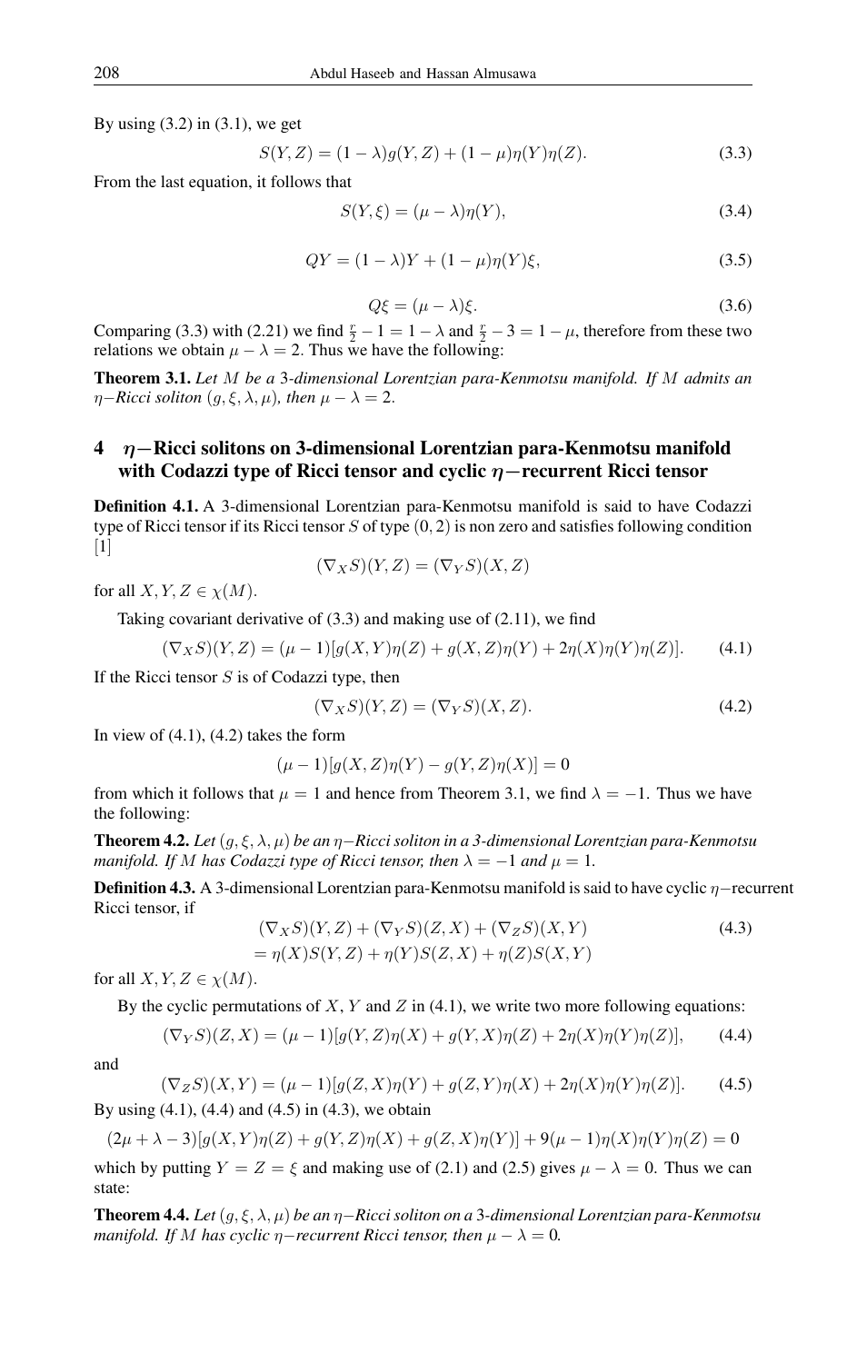By using (3.2) in (3.1), we get

$$S(Y, Z) = (1 - \lambda)g(Y, Z) + (1 - \mu)\eta(Y)\eta(Z). \tag{3.3}$$

From the last equation, it follows that

$$S(Y, \xi) = (\mu - \lambda)\eta(Y), \tag{3.4}$$

$$QY = (1 - \lambda)Y + (1 - \mu)\eta(Y)\xi, \tag{3.5}$$

$$Q\xi = (\mu - \lambda)\xi. \tag{3.6}$$

Comparing (3.3) with (2.21) we find $\frac{r}{2} - 1 = 1 - \lambda$ and $\frac{r}{2} - 3 = 1 - \mu$, therefore from these two relations we obtain $\mu - \lambda = 2$. Thus we have the following:

**Theorem 3.1.** *Let $M$ be a 3-dimensional Lorentzian para-Kenmotsu manifold. If $M$ admits an $\eta-$Ricci soliton $(g, \xi, \lambda, \mu)$, then $\mu - \lambda = 2$.*

## 4 $\eta-$Ricci solitons on 3-dimensional Lorentzian para-Kenmotsu manifold with Codazzi type of Ricci tensor and cyclic $\eta-$recurrent Ricci tensor

**Definition 4.1.** A 3-dimensional Lorentzian para-Kenmotsu manifold is said to have Codazzi type of Ricci tensor if its Ricci tensor $S$ of type $(0, 2)$ is non zero and satisfies following condition [1]

$$(\nabla_X S)(Y, Z) = (\nabla_Y S)(X, Z)$$

for all $X, Y, Z \in \chi(M)$.

Taking covariant derivative of (3.3) and making use of (2.11), we find

$$(\nabla_X S)(Y, Z) = (\mu - 1)[g(X, Y)\eta(Z) + g(X, Z)\eta(Y) + 2\eta(X)\eta(Y)\eta(Z)]. \tag{4.1}$$

If the Ricci tensor $S$ is of Codazzi type, then

$$(\nabla_X S)(Y, Z) = (\nabla_Y S)(X, Z). \tag{4.2}$$

In view of (4.1), (4.2) takes the form

$$(\mu - 1)[g(X, Z)\eta(Y) - g(Y, Z)\eta(X)] = 0$$

from which it follows that $\mu = 1$ and hence from Theorem 3.1, we find $\lambda = -1$. Thus we have the following:

**Theorem 4.2.** *Let $(g, \xi, \lambda, \mu)$ be an $\eta-$Ricci soliton in a 3-dimensional Lorentzian para-Kenmotsu manifold. If $M$ has Codazzi type of Ricci tensor, then $\lambda = -1$ and $\mu = 1$.*

**Definition 4.3.** A 3-dimensional Lorentzian para-Kenmotsu manifold is said to have cyclic $\eta-$recurrent Ricci tensor, if

$$\begin{aligned}(\nabla_X S)(Y, Z) + (\nabla_Y S)(Z, X) + (\nabla_Z S)(X, Y)\\ = \eta(X)S(Y, Z) + \eta(Y)S(Z, X) + \eta(Z)S(X, Y)\end{aligned} \tag{4.3}$$

for all $X, Y, Z \in \chi(M)$.

By the cyclic permutations of $X$, $Y$ and $Z$ in (4.1), we write two more following equations:

$$(\nabla_Y S)(Z, X) = (\mu - 1)[g(Y, Z)\eta(X) + g(Y, X)\eta(Z) + 2\eta(X)\eta(Y)\eta(Z)], \tag{4.4}$$

and

$$(\nabla_Z S)(X, Y) = (\mu - 1)[g(Z, X)\eta(Y) + g(Z, Y)\eta(X) + 2\eta(X)\eta(Y)\eta(Z)]. \tag{4.5}$$

By using (4.1), (4.4) and (4.5) in (4.3), we obtain

$$(2\mu + \lambda - 3)[g(X, Y)\eta(Z) + g(Y, Z)\eta(X) + g(Z, X)\eta(Y)] + 9(\mu - 1)\eta(X)\eta(Y)\eta(Z) = 0$$

which by putting $Y = Z = \xi$ and making use of (2.1) and (2.5) gives $\mu - \lambda = 0$. Thus we can state:

**Theorem 4.4.** *Let $(g, \xi, \lambda, \mu)$ be an $\eta-$Ricci soliton on a 3-dimensional Lorentzian para-Kenmotsu manifold. If $M$ has cyclic $\eta-$recurrent Ricci tensor, then $\mu - \lambda = 0$.*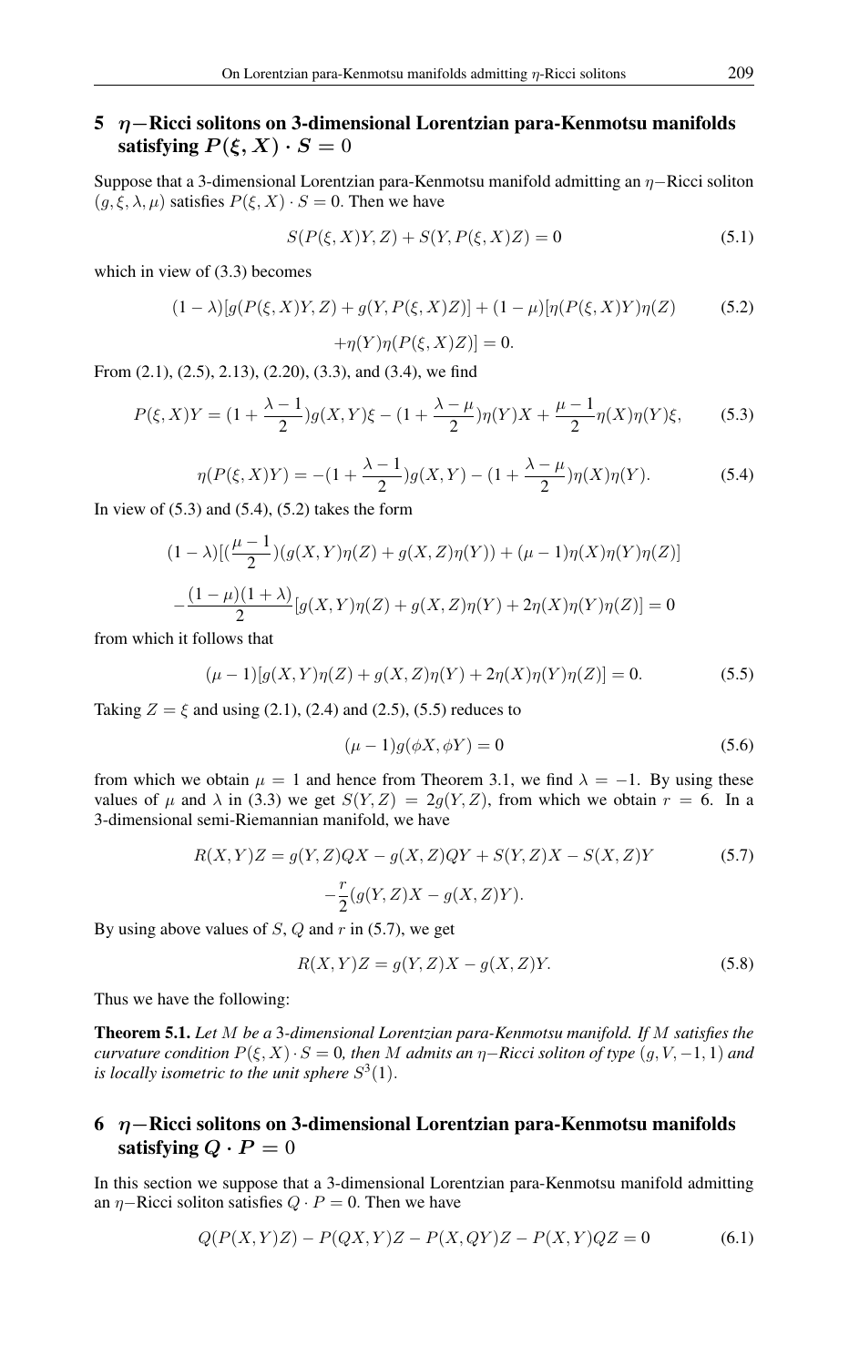## 5 $\eta-$Ricci solitons on 3-dimensional Lorentzian para-Kenmotsu manifolds satisfying $P(\xi, X) \cdot S = 0$

Suppose that a 3-dimensional Lorentzian para-Kenmotsu manifold admitting an $\eta-$Ricci soliton $(g, \xi, \lambda, \mu)$ satisfies $P(\xi, X) \cdot S = 0$. Then we have

$$S(P(\xi, X)Y, Z) + S(Y, P(\xi, X)Z) = 0 \tag{5.1}$$

which in view of (3.3) becomes

$$(1-\lambda)[g(P(\xi, X)Y, Z) + g(Y, P(\xi, X)Z)] + (1-\mu)[\eta(P(\xi, X)Y)\eta(Z) + \eta(Y)\eta(P(\xi, X)Z)] = 0. \tag{5.2}$$

From (2.1), (2.5), 2.13), (2.20), (3.3), and (3.4), we find

$$P(\xi, X)Y = (1 + \frac{\lambda - 1}{2})g(X, Y)\xi - (1 + \frac{\lambda - \mu}{2})\eta(Y)X + \frac{\mu - 1}{2}\eta(X)\eta(Y)\xi, \tag{5.3}$$

$$\eta(P(\xi, X)Y) = -(1 + \frac{\lambda - 1}{2})g(X, Y) - (1 + \frac{\lambda - \mu}{2})\eta(X)\eta(Y). \tag{5.4}$$

In view of (5.3) and (5.4), (5.2) takes the form

$$(1-\lambda)[(\frac{\mu - 1}{2})(g(X, Y)\eta(Z) + g(X, Z)\eta(Y)) + (\mu - 1)\eta(X)\eta(Y)\eta(Z)]$$

$$-\frac{(1-\mu)(1+\lambda)}{2}[g(X, Y)\eta(Z) + g(X, Z)\eta(Y) + 2\eta(X)\eta(Y)\eta(Z)] = 0$$

from which it follows that

$$(\mu - 1)[g(X, Y)\eta(Z) + g(X, Z)\eta(Y) + 2\eta(X)\eta(Y)\eta(Z)] = 0. \tag{5.5}$$

Taking $Z = \xi$ and using (2.1), (2.4) and (2.5), (5.5) reduces to

$$(\mu - 1)g(\phi X, \phi Y) = 0 \tag{5.6}$$

from which we obtain $\mu = 1$ and hence from Theorem 3.1, we find $\lambda = -1$. By using these values of $\mu$ and $\lambda$ in (3.3) we get $S(Y, Z) = 2g(Y, Z)$, from which we obtain $r = 6$. In a 3-dimensional semi-Riemannian manifold, we have

$$R(X, Y)Z = g(Y, Z)QX - g(X, Z)QY + S(Y, Z)X - S(X, Z)Y - \frac{r}{2}(g(Y, Z)X - g(X, Z)Y). \tag{5.7}$$

By using above values of $S$, $Q$ and $r$ in (5.7), we get

$$R(X, Y)Z = g(Y, Z)X - g(X, Z)Y. \tag{5.8}$$

Thus we have the following:

**Theorem 5.1.** *Let $M$ be a 3-dimensional Lorentzian para-Kenmotsu manifold. If $M$ satisfies the curvature condition $P(\xi, X) \cdot S = 0$, then $M$ admits an $\eta-$Ricci soliton of type $(g, V, -1, 1)$ and is locally isometric to the unit sphere $S^3(1)$.*

## 6 $\eta-$Ricci solitons on 3-dimensional Lorentzian para-Kenmotsu manifolds satisfying $Q \cdot P = 0$

In this section we suppose that a 3-dimensional Lorentzian para-Kenmotsu manifold admitting an $\eta-$Ricci soliton satisfies $Q \cdot P = 0$. Then we have

$$Q(P(X, Y)Z) - P(QX, Y)Z - P(X, QY)Z - P(X, Y)QZ = 0 \tag{6.1}$$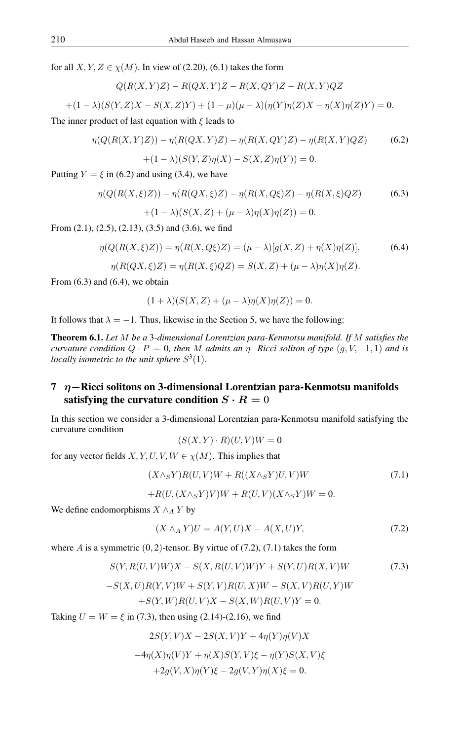for all $X, Y, Z \in \chi(M)$. In view of (2.20), (6.1) takes the form

$$Q(R(X,Y)Z) - R(QX,Y)Z - R(X,QY)Z - R(X,Y)QZ$$

$$+(1-\lambda)(S(Y,Z)X - S(X,Z)Y) + (1-\mu)(\mu-\lambda)(\eta(Y)\eta(Z)X - \eta(X)\eta(Z)Y) = 0.$$

The inner product of last equation with $\xi$ leads to

$$\eta(Q(R(X,Y)Z)) - \eta(R(QX,Y)Z) - \eta(R(X,QY)Z) - \eta(R(X,Y)QZ) \tag{6.2}$$

$$+(1-\lambda)(S(Y,Z)\eta(X) - S(X,Z)\eta(Y)) = 0.$$

Putting $Y = \xi$ in (6.2) and using (3.4), we have

$$\eta(Q(R(X,\xi)Z)) - \eta(R(QX,\xi)Z) - \eta(R(X,Q\xi)Z) - \eta(R(X,\xi)QZ) \tag{6.3}$$

$$+(1-\lambda)(S(X,Z) + (\mu-\lambda)\eta(X)\eta(Z)) = 0.$$

From (2.1), (2.5), (2.13), (3.5) and (3.6), we find

$$\eta(Q(R(X,\xi)Z)) = \eta(R(X,Q\xi)Z) = (\mu-\lambda)[g(X,Z) + \eta(X)\eta(Z)], \tag{6.4}$$

$$\eta(R(QX,\xi)Z) = \eta(R(X,\xi)QZ) = S(X,Z) + (\mu-\lambda)\eta(X)\eta(Z).$$

From (6.3) and (6.4), we obtain

$$(1+\lambda)(S(X,Z) + (\mu-\lambda)\eta(X)\eta(Z)) = 0.$$

It follows that $\lambda = -1$. Thus, likewise in the Section 5, we have the following:

**Theorem 6.1.** *Let $M$ be a 3-dimensional Lorentzian para-Kenmotsu manifold. If $M$ satisfies the curvature condition $Q \cdot P = 0$, then $M$ admits an $\eta-$Ricci soliton of type $(g, V, -1, 1)$ and is locally isometric to the unit sphere $S^3(1)$.*

## 7 $\eta-$Ricci solitons on 3-dimensional Lorentzian para-Kenmotsu manifolds satisfying the curvature condition $S \cdot R = 0$

In this section we consider a 3-dimensional Lorentzian para-Kenmotsu manifold satisfying the curvature condition

$$(S(X,Y) \cdot R)(U,V)W = 0$$

for any vector fields $X, Y, U, V, W \in \chi(M)$. This implies that

$$(X \wedge_S Y)R(U,V)W + R((X \wedge_S Y)U,V)W \tag{7.1}$$

$$+R(U,(X \wedge_S Y)V)W + R(U,V)(X \wedge_S Y)W = 0.$$

We define endomorphisms $X \wedge_A Y$ by

$$(X \wedge_A Y)U = A(Y,U)X - A(X,U)Y, \tag{7.2}$$

where $A$ is a symmetric $(0,2)$-tensor. By virtue of (7.2), (7.1) takes the form

$$S(Y,R(U,V)W)X - S(X,R(U,V)W)Y + S(Y,U)R(X,V)W \tag{7.3}$$

$$-S(X,U)R(Y,V)W + S(Y,V)R(U,X)W - S(X,V)R(U,Y)W$$

$$+S(Y,W)R(U,V)X - S(X,W)R(U,V)Y = 0.$$

Taking $U = W = \xi$ in (7.3), then using (2.14)-(2.16), we find

$$2S(Y,V)X - 2S(X,V)Y + 4\eta(Y)\eta(V)X$$

$$-4\eta(X)\eta(V)Y + \eta(X)S(Y,V)\xi - \eta(Y)S(X,V)\xi$$

$$+2g(V,X)\eta(Y)\xi - 2g(V,Y)\eta(X)\xi = 0.$$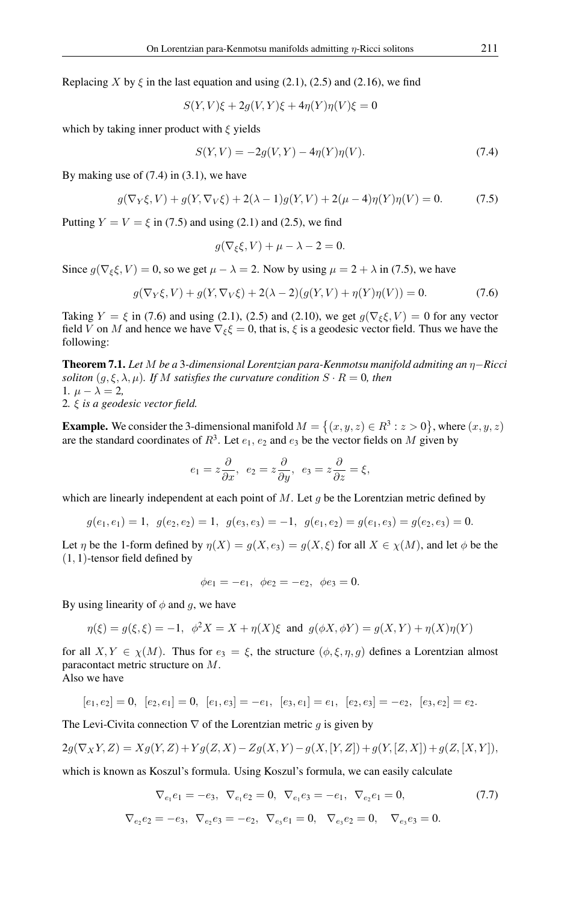Replacing $X$ by $\xi$ in the last equation and using (2.1), (2.5) and (2.16), we find

$$S(Y,V)\xi + 2g(V,Y)\xi + 4\eta(Y)\eta(V)\xi = 0$$

which by taking inner product with $\xi$ yields

$$S(Y,V) = -2g(V,Y) - 4\eta(Y)\eta(V). \tag{7.4}$$

By making use of (7.4) in (3.1), we have

$$g(\nabla_Y \xi, V) + g(Y, \nabla_V \xi) + 2(\lambda - 1)g(Y,V) + 2(\mu - 4)\eta(Y)\eta(V) = 0. \tag{7.5}$$

Putting $Y = V = \xi$ in (7.5) and using (2.1) and (2.5), we find

$$g(\nabla_\xi \xi, V) + \mu - \lambda - 2 = 0.$$

Since $g(\nabla_\xi \xi, V) = 0$, so we get $\mu - \lambda = 2$. Now by using $\mu = 2 + \lambda$ in (7.5), we have

$$g(\nabla_Y \xi, V) + g(Y, \nabla_V \xi) + 2(\lambda - 2)(g(Y,V) + \eta(Y)\eta(V)) = 0. \tag{7.6}$$

Taking $Y = \xi$ in (7.6) and using (2.1), (2.5) and (2.10), we get $g(\nabla_\xi \xi, V) = 0$ for any vector field $V$ on $M$ and hence we have $\nabla_\xi \xi = 0$, that is, $\xi$ is a geodesic vector field. Thus we have the following:

**Theorem 7.1.** *Let $M$ be a 3-dimensional Lorentzian para-Kenmotsu manifold admiting an $\eta-$Ricci soliton $(g, \xi, \lambda, \mu)$. If $M$ satisfies the curvature condition $S \cdot R = 0$, then*
1. $\mu - \lambda = 2$,
2. *$\xi$ is a geodesic vector field.*

**Example.** We consider the 3-dimensional manifold $M = \{(x,y,z) \in R^3 : z > 0\}$, where $(x,y,z)$ are the standard coordinates of $R^3$. Let $e_1$, $e_2$ and $e_3$ be the vector fields on $M$ given by

$$e_1 = z\frac{\partial}{\partial x}, \quad e_2 = z\frac{\partial}{\partial y}, \quad e_3 = z\frac{\partial}{\partial z} = \xi,$$

which are linearly independent at each point of $M$. Let $g$ be the Lorentzian metric defined by

$$g(e_1,e_1) = 1, \quad g(e_2,e_2) = 1, \quad g(e_3,e_3) = -1, \quad g(e_1,e_2) = g(e_1,e_3) = g(e_2,e_3) = 0.$$

Let $\eta$ be the 1-form defined by $\eta(X) = g(X, e_3) = g(X, \xi)$ for all $X \in \chi(M)$, and let $\phi$ be the $(1,1)$-tensor field defined by

$$\phi e_1 = -e_1, \quad \phi e_2 = -e_2, \quad \phi e_3 = 0.$$

By using linearity of $\phi$ and $g$, we have

$$\eta(\xi) = g(\xi,\xi) = -1, \quad \phi^2 X = X + \eta(X)\xi \text{ and } g(\phi X, \phi Y) = g(X,Y) + \eta(X)\eta(Y)$$

for all $X, Y \in \chi(M)$. Thus for $e_3 = \xi$, the structure $(\phi, \xi, \eta, g)$ defines a Lorentzian almost paracontact metric structure on $M$.
Also we have

$$[e_1,e_2] = 0, \quad [e_2,e_1] = 0, \quad [e_1,e_3] = -e_1, \quad [e_3,e_1] = e_1, \quad [e_2,e_3] = -e_2, \quad [e_3,e_2] = e_2.$$

The Levi-Civita connection $\nabla$ of the Lorentzian metric $g$ is given by

$$2g(\nabla_X Y, Z) = Xg(Y,Z) + Yg(Z,X) - Zg(X,Y) - g(X,[Y,Z]) + g(Y,[Z,X]) + g(Z,[X,Y]),$$

which is known as Koszul's formula. Using Koszul's formula, we can easily calculate

$$\nabla_{e_1} e_1 = -e_3, \quad \nabla_{e_1} e_2 = 0, \quad \nabla_{e_1} e_3 = -e_1, \quad \nabla_{e_2} e_1 = 0, \tag{7.7}$$

$$\nabla_{e_2} e_2 = -e_3, \quad \nabla_{e_2} e_3 = -e_2, \quad \nabla_{e_3} e_1 = 0, \quad \nabla_{e_3} e_2 = 0, \quad \nabla_{e_3} e_3 = 0.$$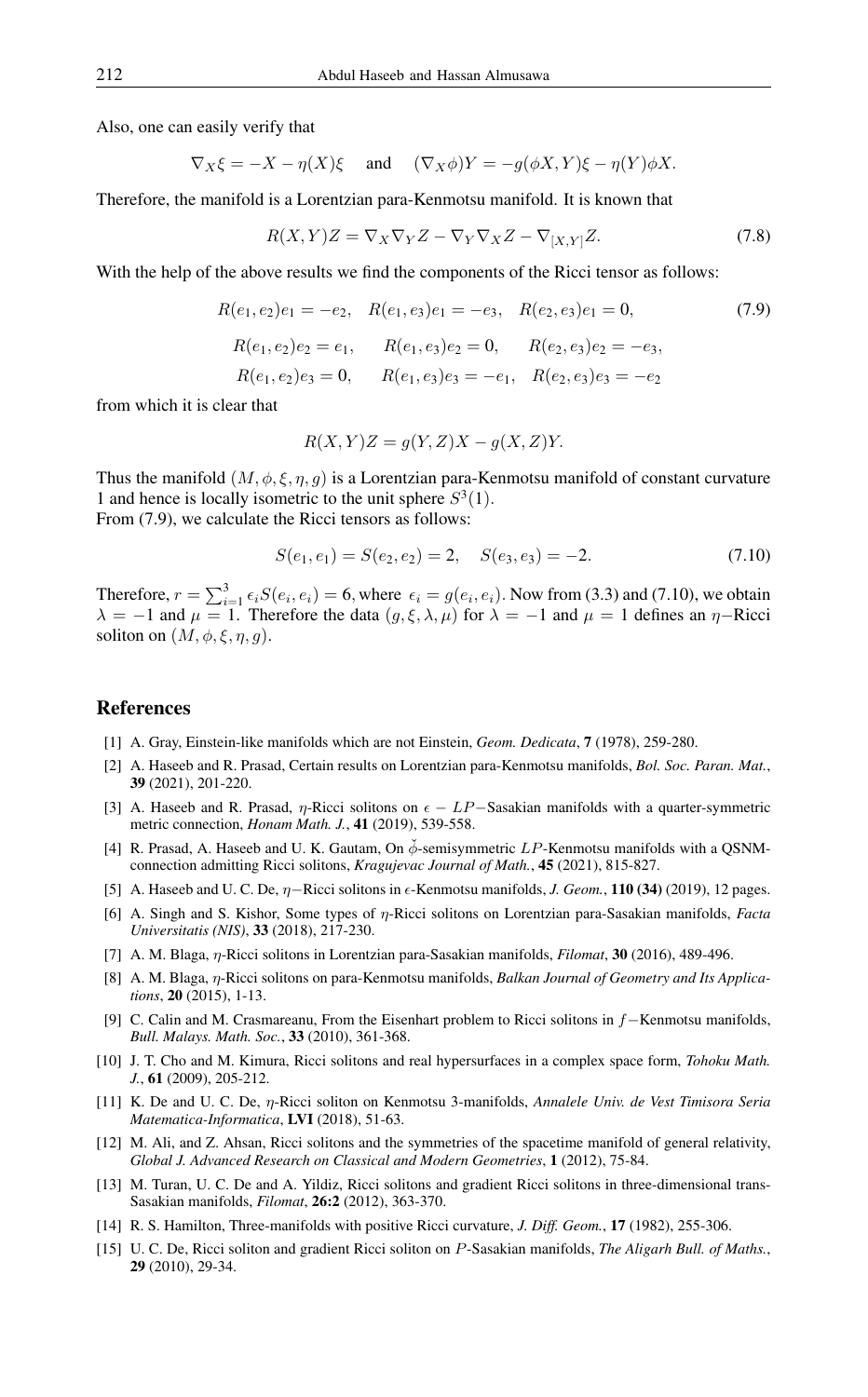Also, one can easily verify that

$$\nabla_X \xi = -X - \eta(X)\xi \quad \text{and} \quad (\nabla_X \phi)Y = -g(\phi X, Y)\xi - \eta(Y)\phi X.$$

Therefore, the manifold is a Lorentzian para-Kenmotsu manifold. It is known that

$$R(X,Y)Z = \nabla_X \nabla_Y Z - \nabla_Y \nabla_X Z - \nabla_{[X,Y]} Z. \tag{7.8}$$

With the help of the above results we find the components of the Ricci tensor as follows:

$$\begin{aligned} &R(e_1, e_2)e_1 = -e_2, \quad R(e_1, e_3)e_1 = -e_3, \quad R(e_2, e_3)e_1 = 0, \\ &R(e_1, e_2)e_2 = e_1, \quad R(e_1, e_3)e_2 = 0, \quad R(e_2, e_3)e_2 = -e_3, \\ &R(e_1, e_2)e_3 = 0, \quad R(e_1, e_3)e_3 = -e_1, \quad R(e_2, e_3)e_3 = -e_2 \end{aligned} \tag{7.9}$$

from which it is clear that

$$R(X,Y)Z = g(Y,Z)X - g(X,Z)Y.$$

Thus the manifold $(M, \phi, \xi, \eta, g)$ is a Lorentzian para-Kenmotsu manifold of constant curvature 1 and hence is locally isometric to the unit sphere $S^3(1)$.
From (7.9), we calculate the Ricci tensors as follows:

$$S(e_1, e_1) = S(e_2, e_2) = 2, \quad S(e_3, e_3) = -2. \tag{7.10}$$

Therefore, $r = \sum_{i=1}^{3} \epsilon_i S(e_i, e_i) = 6$, where $\epsilon_i = g(e_i, e_i)$. Now from (3.3) and (7.10), we obtain $\lambda = -1$ and $\mu = 1$. Therefore the data $(g, \xi, \lambda, \mu)$ for $\lambda = -1$ and $\mu = 1$ defines an $\eta-$Ricci soliton on $(M, \phi, \xi, \eta, g)$.

## References

[1] A. Gray, Einstein-like manifolds which are not Einstein, *Geom. Dedicata*, **7** (1978), 259-280.

[2] A. Haseeb and R. Prasad, Certain results on Lorentzian para-Kenmotsu manifolds, *Bol. Soc. Paran. Mat.*, **39** (2021), 201-220.

[3] A. Haseeb and R. Prasad, $\eta$-Ricci solitons on $\epsilon - LP-$Sasakian manifolds with a quarter-symmetric metric connection, *Honam Math. J.*, **41** (2019), 539-558.

[4] R. Prasad, A. Haseeb and U. K. Gautam, On $\check{\phi}$-semisymmetric $LP$-Kenmotsu manifolds with a QSNM-connection admitting Ricci solitons, *Kragujevac Journal of Math.*, **45** (2021), 815-827.

[5] A. Haseeb and U. C. De, $\eta-$Ricci solitons in $\epsilon$-Kenmotsu manifolds, *J. Geom.*, **110 (34)** (2019), 12 pages.

[6] A. Singh and S. Kishor, Some types of $\eta$-Ricci solitons on Lorentzian para-Sasakian manifolds, *Facta Universitatis (NIS)*, **33** (2018), 217-230.

[7] A. M. Blaga, $\eta$-Ricci solitons in Lorentzian para-Sasakian manifolds, *Filomat*, **30** (2016), 489-496.

[8] A. M. Blaga, $\eta$-Ricci solitons on para-Kenmotsu manifolds, *Balkan Journal of Geometry and Its Applications*, **20** (2015), 1-13.

[9] C. Calin and M. Crasmareanu, From the Eisenhart problem to Ricci solitons in $f-$Kenmotsu manifolds, *Bull. Malays. Math. Soc.*, **33** (2010), 361-368.

[10] J. T. Cho and M. Kimura, Ricci solitons and real hypersurfaces in a complex space form, *Tohoku Math. J.*, **61** (2009), 205-212.

[11] K. De and U. C. De, $\eta$-Ricci soliton on Kenmotsu 3-manifolds, *Annalele Univ. de Vest Timisora Seria Matematica-Informatica*, **LVI** (2018), 51-63.

[12] M. Ali, and Z. Ahsan, Ricci solitons and the symmetries of the spacetime manifold of general relativity, *Global J. Advanced Research on Classical and Modern Geometries*, **1** (2012), 75-84.

[13] M. Turan, U. C. De and A. Yildiz, Ricci solitons and gradient Ricci solitons in three-dimensional trans-Sasakian manifolds, *Filomat*, **26:2** (2012), 363-370.

[14] R. S. Hamilton, Three-manifolds with positive Ricci curvature, *J. Diff. Geom.*, **17** (1982), 255-306.

[15] U. C. De, Ricci soliton and gradient Ricci soliton on $P$-Sasakian manifolds, *The Aligarh Bull. of Maths.*, **29** (2010), 29-34.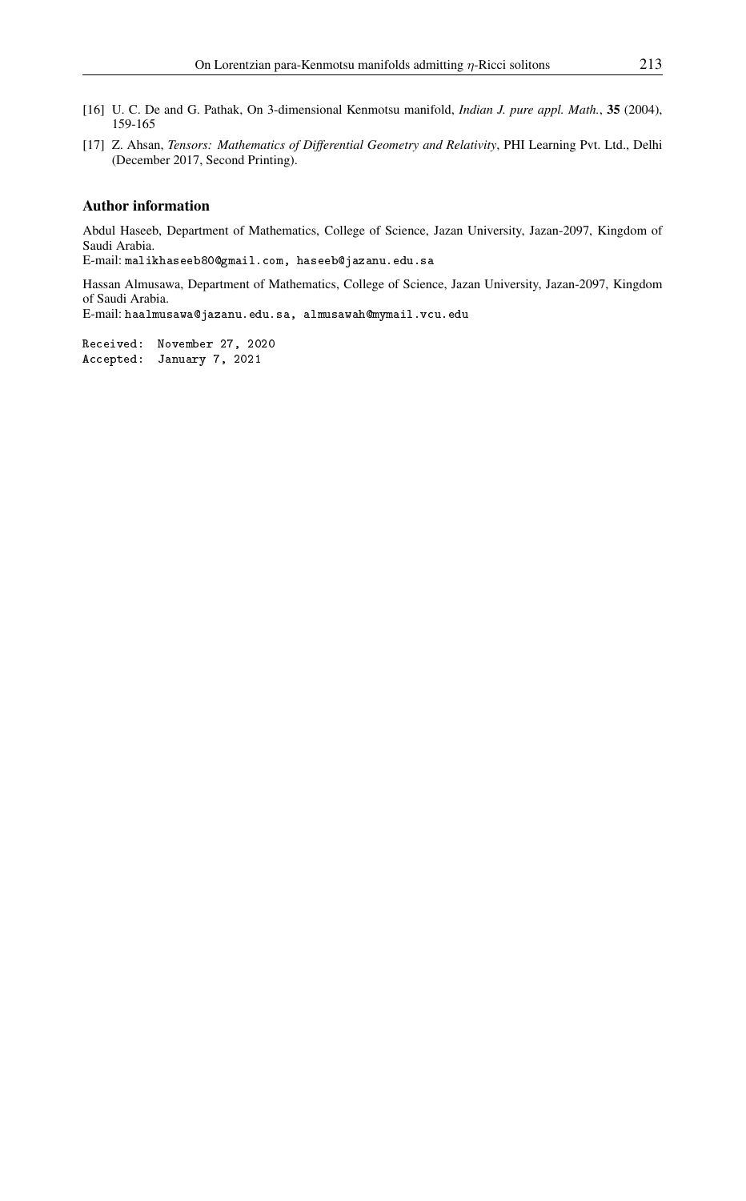[16] U. C. De and G. Pathak, On 3-dimensional Kenmotsu manifold, *Indian J. pure appl. Math.*, **35** (2004), 159-165

[17] Z. Ahsan, *Tensors: Mathematics of Differential Geometry and Relativity*, PHI Learning Pvt. Ltd., Delhi (December 2017, Second Printing).

### Author information

Abdul Haseeb, Department of Mathematics, College of Science, Jazan University, Jazan-2097, Kingdom of Saudi Arabia.
E-mail: malikhaseeb80@gmail.com, haseeb@jazanu.edu.sa

Hassan Almusawa, Department of Mathematics, College of Science, Jazan University, Jazan-2097, Kingdom of Saudi Arabia.
E-mail: haalmusawa@jazanu.edu.sa, almusawah@mymail.vcu.edu

Received: November 27, 2020
Accepted: January 7, 2021